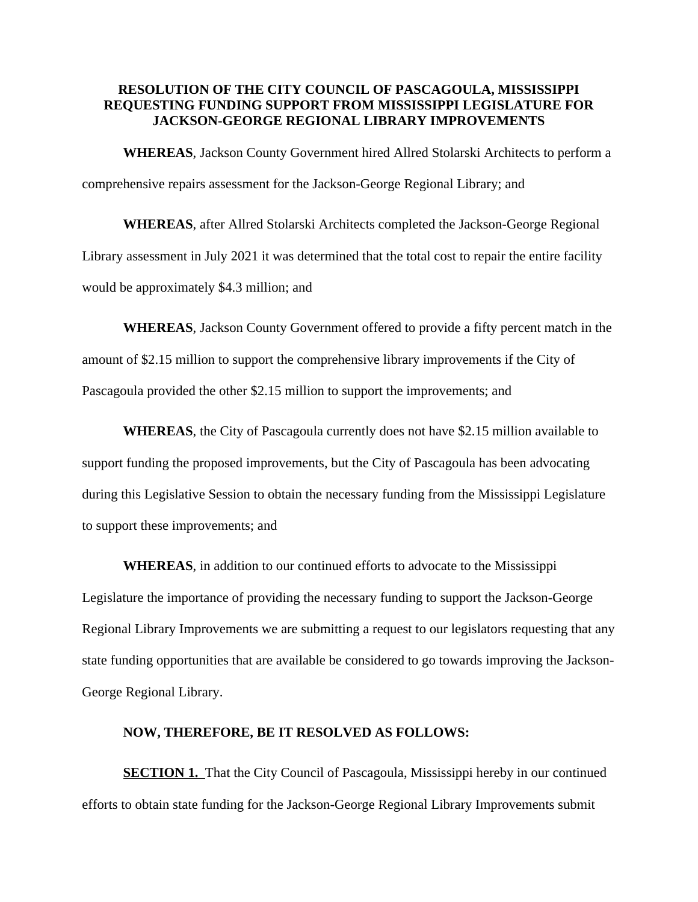# RESOLUTION OF THE CITY COUNCIL OF PASCAGOULA, MISSISSIPPI REQUESTING FUNDING SUPPORT FROM MISSISSIPPI LEGISLATURE FOR JACKSON-GEORGE REGIONAL LIBRARY IMPROVEMENTS

**WHEREAS**, Jackson County Government hired Allred Stolarski Architects to perform a comprehensive repairs assessment for the Jackson-George Regional Library; and

**WHEREAS**, after Allred Stolarski Architects completed the Jackson-George Regional Library assessment in July 2021 it was determined that the total cost to repair the entire facility would be approximately $4.3 million; and

**WHEREAS**, Jackson County Government offered to provide a fifty percent match in the amount of $2.15 million to support the comprehensive library improvements if the City of Pascagoula provided the other $2.15 million to support the improvements; and

**WHEREAS**, the City of Pascagoula currently does not have $2.15 million available to support funding the proposed improvements, but the City of Pascagoula has been advocating during this Legislative Session to obtain the necessary funding from the Mississippi Legislature to support these improvements; and

**WHEREAS**, in addition to our continued efforts to advocate to the Mississippi Legislature the importance of providing the necessary funding to support the Jackson-George Regional Library Improvements we are submitting a request to our legislators requesting that any state funding opportunities that are available be considered to go towards improving the Jackson-George Regional Library.

**NOW, THEREFORE, BE IT RESOLVED AS FOLLOWS:**

**SECTION 1.** That the City Council of Pascagoula, Mississippi hereby in our continued efforts to obtain state funding for the Jackson-George Regional Library Improvements submit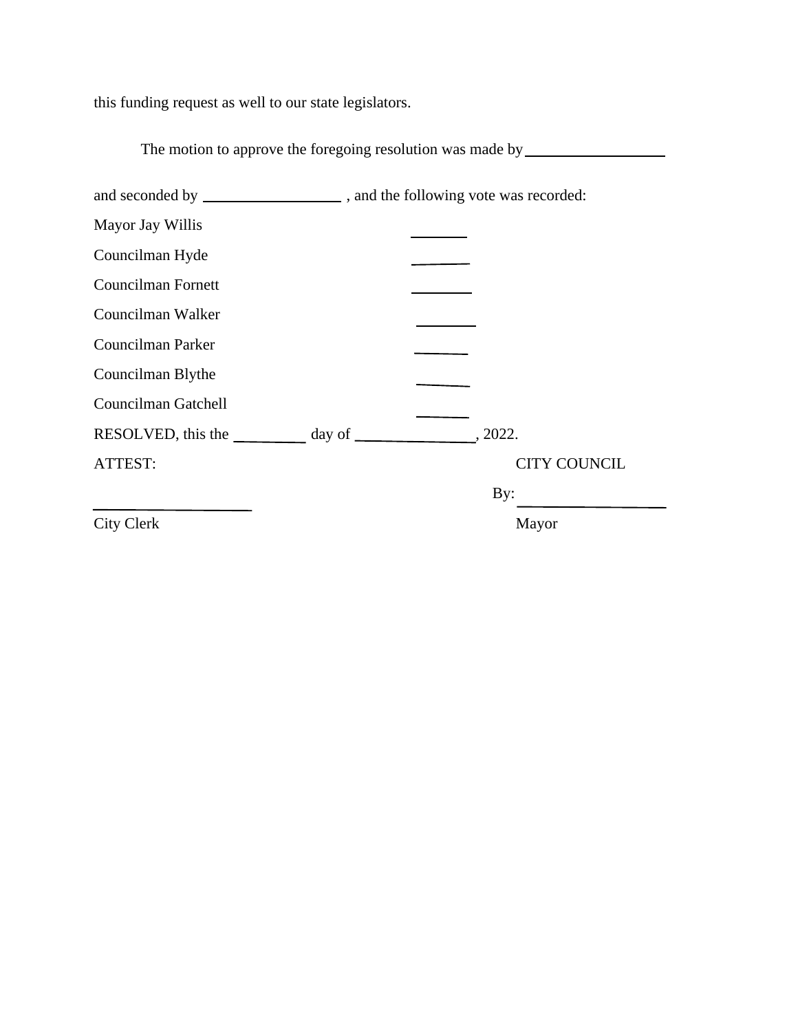this funding request as well to our state legislators.

The motion to approve the foregoing resolution was made by ___________________

and seconded by ___________________ , and the following vote was recorded:

| | |
|---|---|
| Mayor Jay Willis | _______ |
| Councilman Hyde | _______ |
| Councilman Fornett | _______ |
| Councilman Walker | _______ |
| Councilman Parker | _______ |
| Councilman Blythe | _______ |
| Councilman Gatchell | _______ |

RESOLVED, this the _________ day of _______________, 2022.

ATTEST: CITY COUNCIL

By: ____________________

______________________

City Clerk Mayor